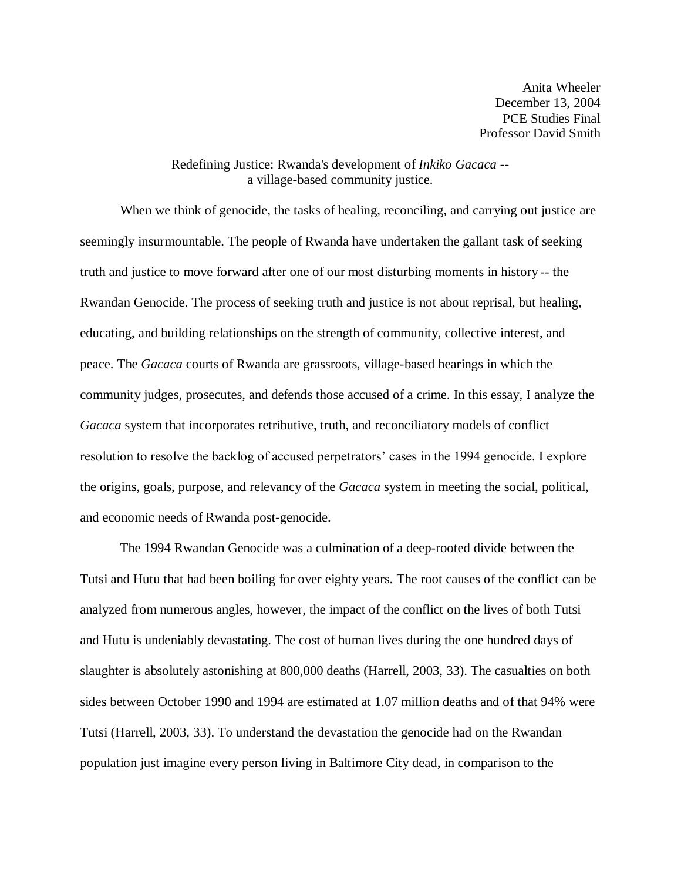Anita Wheeler
December 13, 2004
PCE Studies Final
Professor David Smith

# Redefining Justice: Rwanda's development of *Inkiko Gacaca* -- a village-based community justice.

When we think of genocide, the tasks of healing, reconciling, and carrying out justice are seemingly insurmountable. The people of Rwanda have undertaken the gallant task of seeking truth and justice to move forward after one of our most disturbing moments in history -- the Rwandan Genocide. The process of seeking truth and justice is not about reprisal, but healing, educating, and building relationships on the strength of community, collective interest, and peace. The *Gacaca* courts of Rwanda are grassroots, village-based hearings in which the community judges, prosecutes, and defends those accused of a crime. In this essay, I analyze the *Gacaca* system that incorporates retributive, truth, and reconciliatory models of conflict resolution to resolve the backlog of accused perpetrators' cases in the 1994 genocide. I explore the origins, goals, purpose, and relevancy of the *Gacaca* system in meeting the social, political, and economic needs of Rwanda post-genocide.

The 1994 Rwandan Genocide was a culmination of a deep-rooted divide between the Tutsi and Hutu that had been boiling for over eighty years. The root causes of the conflict can be analyzed from numerous angles, however, the impact of the conflict on the lives of both Tutsi and Hutu is undeniably devastating. The cost of human lives during the one hundred days of slaughter is absolutely astonishing at 800,000 deaths (Harrell, 2003, 33). The casualties on both sides between October 1990 and 1994 are estimated at 1.07 million deaths and of that 94% were Tutsi (Harrell, 2003, 33). To understand the devastation the genocide had on the Rwandan population just imagine every person living in Baltimore City dead, in comparison to the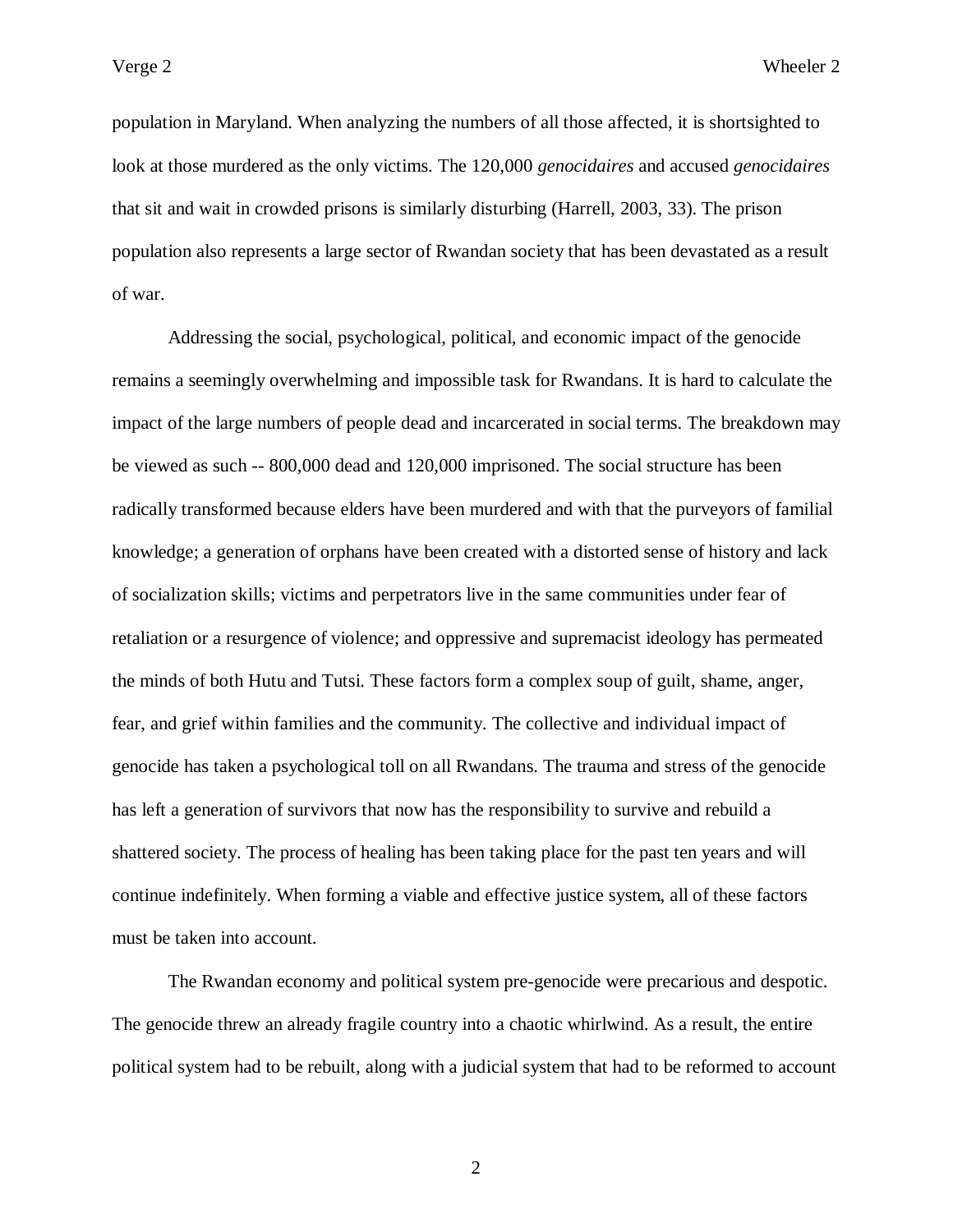population in Maryland. When analyzing the numbers of all those affected, it is shortsighted to look at those murdered as the only victims. The 120,000 *genocidaires* and accused *genocidaires* that sit and wait in crowded prisons is similarly disturbing (Harrell, 2003, 33). The prison population also represents a large sector of Rwandan society that has been devastated as a result of war.

Addressing the social, psychological, political, and economic impact of the genocide remains a seemingly overwhelming and impossible task for Rwandans. It is hard to calculate the impact of the large numbers of people dead and incarcerated in social terms. The breakdown may be viewed as such -- 800,000 dead and 120,000 imprisoned. The social structure has been radically transformed because elders have been murdered and with that the purveyors of familial knowledge; a generation of orphans have been created with a distorted sense of history and lack of socialization skills; victims and perpetrators live in the same communities under fear of retaliation or a resurgence of violence; and oppressive and supremacist ideology has permeated the minds of both Hutu and Tutsi. These factors form a complex soup of guilt, shame, anger, fear, and grief within families and the community. The collective and individual impact of genocide has taken a psychological toll on all Rwandans. The trauma and stress of the genocide has left a generation of survivors that now has the responsibility to survive and rebuild a shattered society. The process of healing has been taking place for the past ten years and will continue indefinitely. When forming a viable and effective justice system, all of these factors must be taken into account.

The Rwandan economy and political system pre-genocide were precarious and despotic. The genocide threw an already fragile country into a chaotic whirlwind. As a result, the entire political system had to be rebuilt, along with a judicial system that had to be reformed to account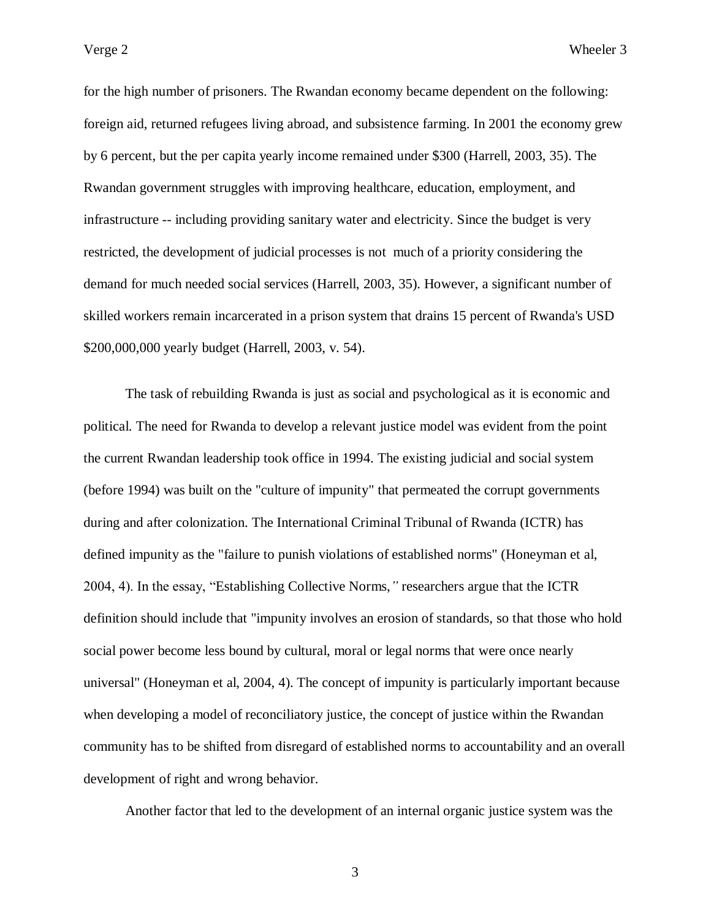for the high number of prisoners. The Rwandan economy became dependent on the following: foreign aid, returned refugees living abroad, and subsistence farming. In 2001 the economy grew by 6 percent, but the per capita yearly income remained under $300 (Harrell, 2003, 35). The Rwandan government struggles with improving healthcare, education, employment, and infrastructure -- including providing sanitary water and electricity. Since the budget is very restricted, the development of judicial processes is not much of a priority considering the demand for much needed social services (Harrell, 2003, 35). However, a significant number of skilled workers remain incarcerated in a prison system that drains 15 percent of Rwanda's USD $200,000,000 yearly budget (Harrell, 2003, v. 54).

The task of rebuilding Rwanda is just as social and psychological as it is economic and political. The need for Rwanda to develop a relevant justice model was evident from the point the current Rwandan leadership took office in 1994. The existing judicial and social system (before 1994) was built on the "culture of impunity" that permeated the corrupt governments during and after colonization. The International Criminal Tribunal of Rwanda (ICTR) has defined impunity as the "failure to punish violations of established norms" (Honeyman et al, 2004, 4). In the essay, "Establishing Collective Norms," researchers argue that the ICTR definition should include that "impunity involves an erosion of standards, so that those who hold social power become less bound by cultural, moral or legal norms that were once nearly universal" (Honeyman et al, 2004, 4). The concept of impunity is particularly important because when developing a model of reconciliatory justice, the concept of justice within the Rwandan community has to be shifted from disregard of established norms to accountability and an overall development of right and wrong behavior.

Another factor that led to the development of an internal organic justice system was the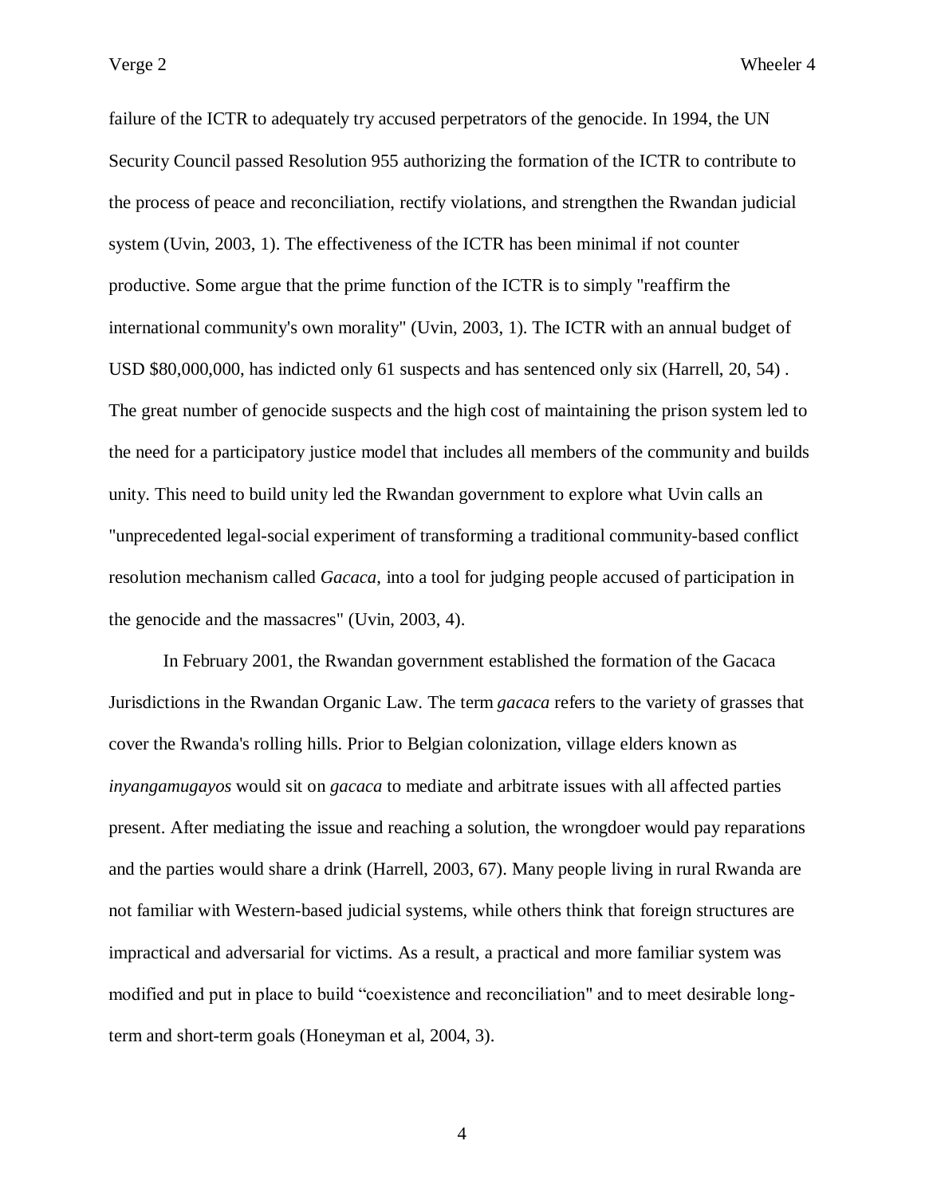failure of the ICTR to adequately try accused perpetrators of the genocide. In 1994, the UN Security Council passed Resolution 955 authorizing the formation of the ICTR to contribute to the process of peace and reconciliation, rectify violations, and strengthen the Rwandan judicial system (Uvin, 2003, 1). The effectiveness of the ICTR has been minimal if not counter productive. Some argue that the prime function of the ICTR is to simply "reaffirm the international community's own morality" (Uvin, 2003, 1). The ICTR with an annual budget of USD $80,000,000, has indicted only 61 suspects and has sentenced only six (Harrell, 20, 54) . The great number of genocide suspects and the high cost of maintaining the prison system led to the need for a participatory justice model that includes all members of the community and builds unity. This need to build unity led the Rwandan government to explore what Uvin calls an "unprecedented legal-social experiment of transforming a traditional community-based conflict resolution mechanism called *Gacaca*, into a tool for judging people accused of participation in the genocide and the massacres" (Uvin, 2003, 4).

In February 2001, the Rwandan government established the formation of the Gacaca Jurisdictions in the Rwandan Organic Law. The term *gacaca* refers to the variety of grasses that cover the Rwanda's rolling hills. Prior to Belgian colonization, village elders known as *inyangamugayos* would sit on *gacaca* to mediate and arbitrate issues with all affected parties present. After mediating the issue and reaching a solution, the wrongdoer would pay reparations and the parties would share a drink (Harrell, 2003, 67). Many people living in rural Rwanda are not familiar with Western-based judicial systems, while others think that foreign structures are impractical and adversarial for victims. As a result, a practical and more familiar system was modified and put in place to build "coexistence and reconciliation" and to meet desirable long-term and short-term goals (Honeyman et al, 2004, 3).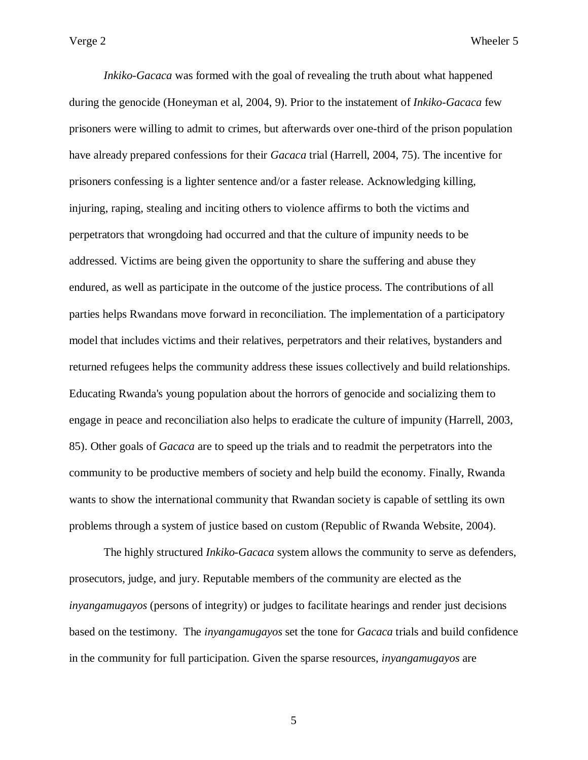*Inkiko-Gacaca* was formed with the goal of revealing the truth about what happened during the genocide (Honeyman et al, 2004, 9). Prior to the instatement of *Inkiko-Gacaca* few prisoners were willing to admit to crimes, but afterwards over one-third of the prison population have already prepared confessions for their *Gacaca* trial (Harrell, 2004, 75). The incentive for prisoners confessing is a lighter sentence and/or a faster release. Acknowledging killing, injuring, raping, stealing and inciting others to violence affirms to both the victims and perpetrators that wrongdoing had occurred and that the culture of impunity needs to be addressed. Victims are being given the opportunity to share the suffering and abuse they endured, as well as participate in the outcome of the justice process. The contributions of all parties helps Rwandans move forward in reconciliation. The implementation of a participatory model that includes victims and their relatives, perpetrators and their relatives, bystanders and returned refugees helps the community address these issues collectively and build relationships. Educating Rwanda's young population about the horrors of genocide and socializing them to engage in peace and reconciliation also helps to eradicate the culture of impunity (Harrell, 2003, 85). Other goals of *Gacaca* are to speed up the trials and to readmit the perpetrators into the community to be productive members of society and help build the economy. Finally, Rwanda wants to show the international community that Rwandan society is capable of settling its own problems through a system of justice based on custom (Republic of Rwanda Website, 2004).

The highly structured *Inkiko-Gacaca* system allows the community to serve as defenders, prosecutors, judge, and jury. Reputable members of the community are elected as the *inyangamugayos* (persons of integrity) or judges to facilitate hearings and render just decisions based on the testimony. The *inyangamugayos* set the tone for *Gacaca* trials and build confidence in the community for full participation. Given the sparse resources, *inyangamugayos* are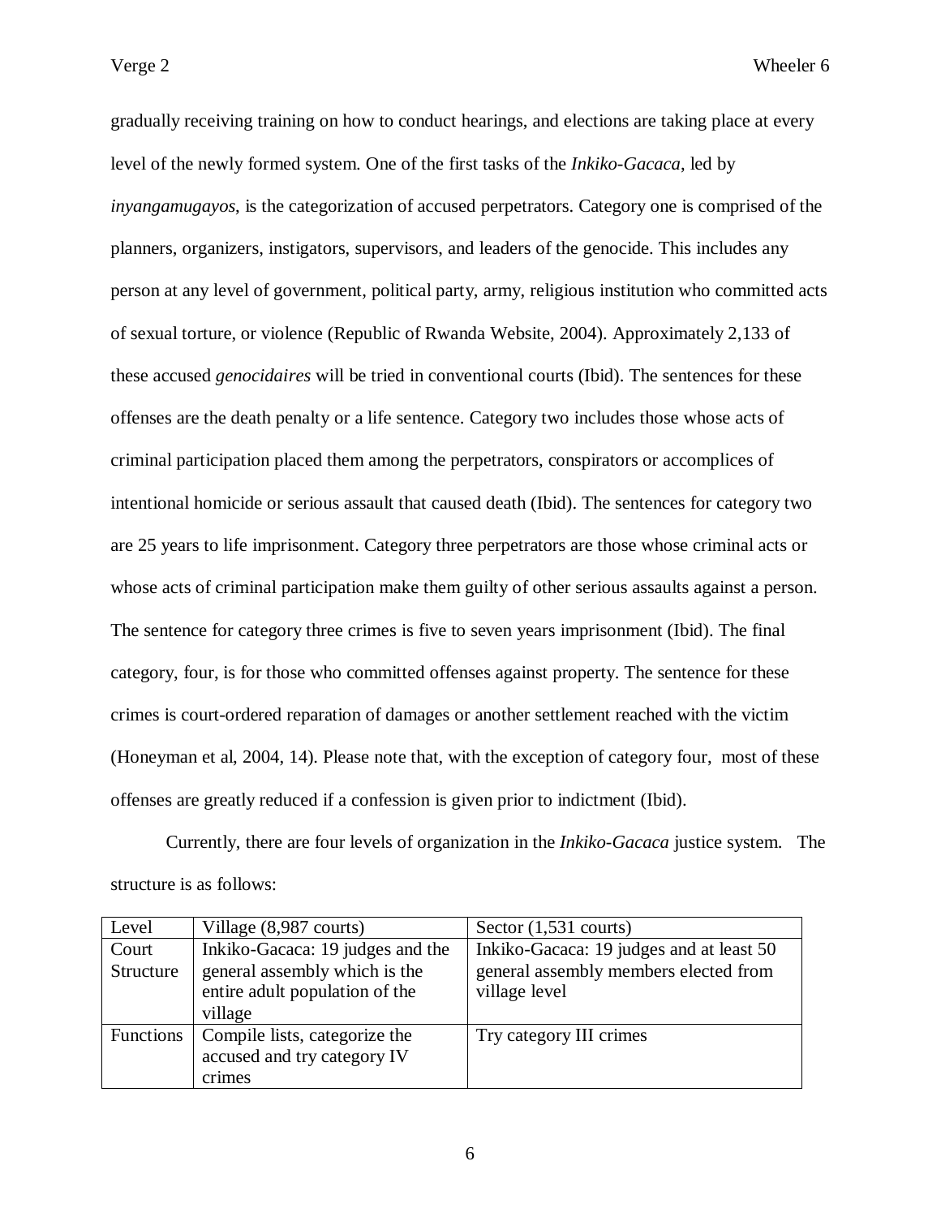gradually receiving training on how to conduct hearings, and elections are taking place at every level of the newly formed system. One of the first tasks of the *Inkiko-Gacaca*, led by *inyangamugayos*, is the categorization of accused perpetrators. Category one is comprised of the planners, organizers, instigators, supervisors, and leaders of the genocide. This includes any person at any level of government, political party, army, religious institution who committed acts of sexual torture, or violence (Republic of Rwanda Website, 2004). Approximately 2,133 of these accused *genocidaires* will be tried in conventional courts (Ibid). The sentences for these offenses are the death penalty or a life sentence. Category two includes those whose acts of criminal participation placed them among the perpetrators, conspirators or accomplices of intentional homicide or serious assault that caused death (Ibid). The sentences for category two are 25 years to life imprisonment. Category three perpetrators are those whose criminal acts or whose acts of criminal participation make them guilty of other serious assaults against a person. The sentence for category three crimes is five to seven years imprisonment (Ibid). The final category, four, is for those who committed offenses against property. The sentence for these crimes is court-ordered reparation of damages or another settlement reached with the victim (Honeyman et al, 2004, 14). Please note that, with the exception of category four, most of these offenses are greatly reduced if a confession is given prior to indictment (Ibid).

Currently, there are four levels of organization in the *Inkiko-Gacaca* justice system. The structure is as follows:

| Level | Village (8,987 courts) | Sector (1,531 courts) |
|---|---|---|
| Court Structure | Inkiko-Gacaca: 19 judges and the general assembly which is the entire adult population of the village | Inkiko-Gacaca: 19 judges and at least 50 general assembly members elected from village level |
| Functions | Compile lists, categorize the accused and try category IV crimes | Try category III crimes |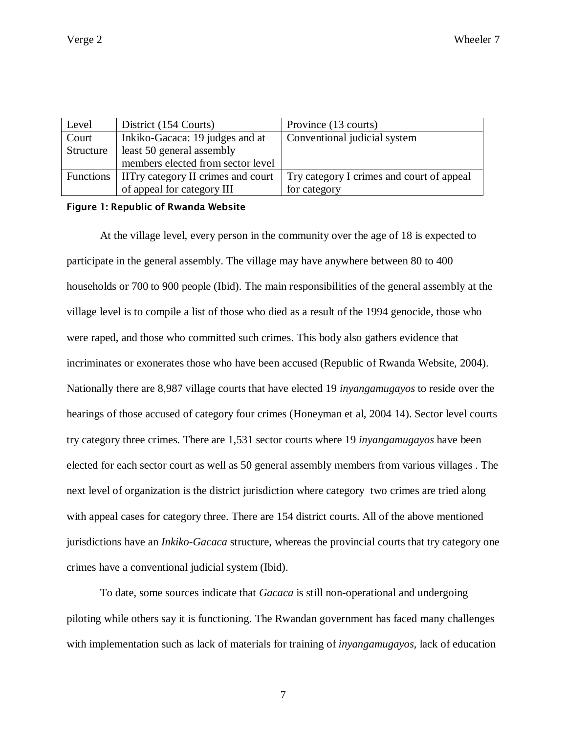| Level | District (154 Courts) | Province (13 courts) |
|---|---|---|
| Court Structure | Inkiko-Gacaca: 19 judges and at least 50 general assembly members elected from sector level | Conventional judicial system |
| Functions | IITry category II crimes and court of appeal for category III | Try category I crimes and court of appeal for category |

**Figure 1: Republic of Rwanda Website**

At the village level, every person in the community over the age of 18 is expected to participate in the general assembly. The village may have anywhere between 80 to 400 households or 700 to 900 people (Ibid). The main responsibilities of the general assembly at the village level is to compile a list of those who died as a result of the 1994 genocide, those who were raped, and those who committed such crimes. This body also gathers evidence that incriminates or exonerates those who have been accused (Republic of Rwanda Website, 2004). Nationally there are 8,987 village courts that have elected 19 *inyangamugayos* to reside over the hearings of those accused of category four crimes (Honeyman et al, 2004 14). Sector level courts try category three crimes. There are 1,531 sector courts where 19 *inyangamugayos* have been elected for each sector court as well as 50 general assembly members from various villages . The next level of organization is the district jurisdiction where category two crimes are tried along with appeal cases for category three. There are 154 district courts. All of the above mentioned jurisdictions have an *Inkiko-Gacaca* structure, whereas the provincial courts that try category one crimes have a conventional judicial system (Ibid).

To date, some sources indicate that *Gacaca* is still non-operational and undergoing piloting while others say it is functioning. The Rwandan government has faced many challenges with implementation such as lack of materials for training of *inyangamugayos*, lack of education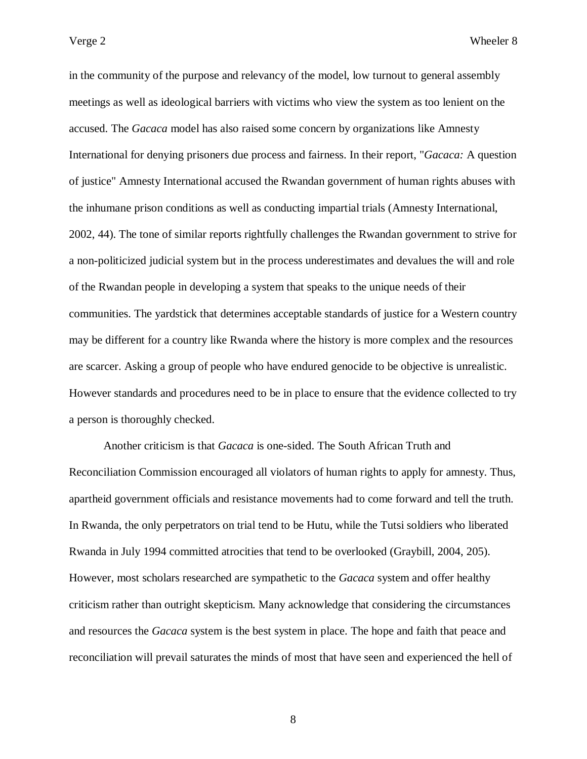in the community of the purpose and relevancy of the model, low turnout to general assembly meetings as well as ideological barriers with victims who view the system as too lenient on the accused. The *Gacaca* model has also raised some concern by organizations like Amnesty International for denying prisoners due process and fairness. In their report, "*Gacaca:* A question of justice" Amnesty International accused the Rwandan government of human rights abuses with the inhumane prison conditions as well as conducting impartial trials (Amnesty International, 2002, 44). The tone of similar reports rightfully challenges the Rwandan government to strive for a non-politicized judicial system but in the process underestimates and devalues the will and role of the Rwandan people in developing a system that speaks to the unique needs of their communities. The yardstick that determines acceptable standards of justice for a Western country may be different for a country like Rwanda where the history is more complex and the resources are scarcer. Asking a group of people who have endured genocide to be objective is unrealistic. However standards and procedures need to be in place to ensure that the evidence collected to try a person is thoroughly checked.

Another criticism is that *Gacaca* is one-sided. The South African Truth and Reconciliation Commission encouraged all violators of human rights to apply for amnesty. Thus, apartheid government officials and resistance movements had to come forward and tell the truth. In Rwanda, the only perpetrators on trial tend to be Hutu, while the Tutsi soldiers who liberated Rwanda in July 1994 committed atrocities that tend to be overlooked (Graybill, 2004, 205). However, most scholars researched are sympathetic to the *Gacaca* system and offer healthy criticism rather than outright skepticism. Many acknowledge that considering the circumstances and resources the *Gacaca* system is the best system in place. The hope and faith that peace and reconciliation will prevail saturates the minds of most that have seen and experienced the hell of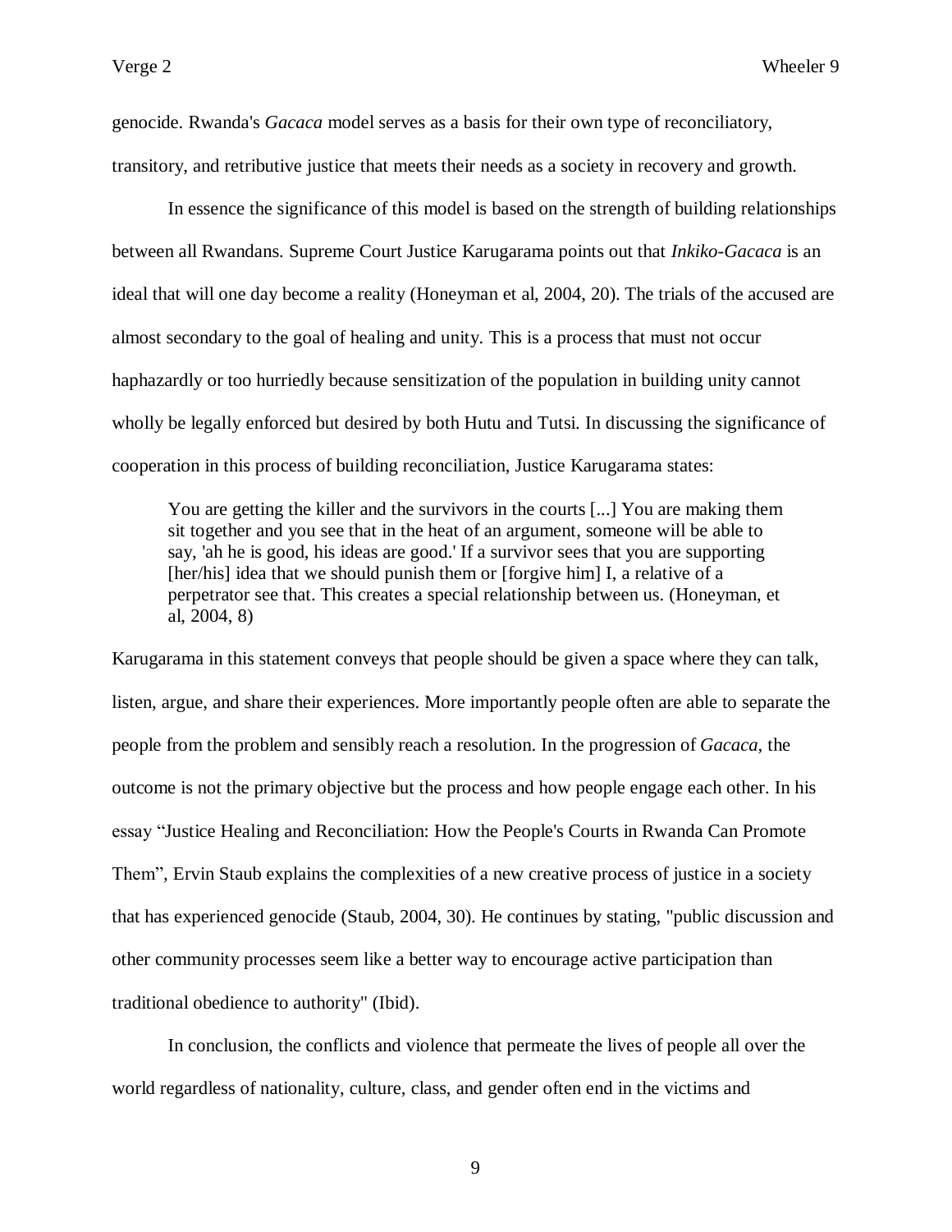genocide. Rwanda's *Gacaca* model serves as a basis for their own type of reconciliatory, transitory, and retributive justice that meets their needs as a society in recovery and growth.

In essence the significance of this model is based on the strength of building relationships between all Rwandans. Supreme Court Justice Karugarama points out that *Inkiko-Gacaca* is an ideal that will one day become a reality (Honeyman et al, 2004, 20). The trials of the accused are almost secondary to the goal of healing and unity. This is a process that must not occur haphazardly or too hurriedly because sensitization of the population in building unity cannot wholly be legally enforced but desired by both Hutu and Tutsi. In discussing the significance of cooperation in this process of building reconciliation, Justice Karugarama states:

> You are getting the killer and the survivors in the courts [...] You are making them sit together and you see that in the heat of an argument, someone will be able to say, 'ah he is good, his ideas are good.' If a survivor sees that you are supporting [her/his] idea that we should punish them or [forgive him] I, a relative of a perpetrator see that. This creates a special relationship between us. (Honeyman, et al, 2004, 8)

Karugarama in this statement conveys that people should be given a space where they can talk, listen, argue, and share their experiences. More importantly people often are able to separate the people from the problem and sensibly reach a resolution. In the progression of *Gacaca*, the outcome is not the primary objective but the process and how people engage each other. In his essay "Justice Healing and Reconciliation: How the People's Courts in Rwanda Can Promote Them", Ervin Staub explains the complexities of a new creative process of justice in a society that has experienced genocide (Staub, 2004, 30). He continues by stating, "public discussion and other community processes seem like a better way to encourage active participation than traditional obedience to authority" (Ibid).

In conclusion, the conflicts and violence that permeate the lives of people all over the world regardless of nationality, culture, class, and gender often end in the victims and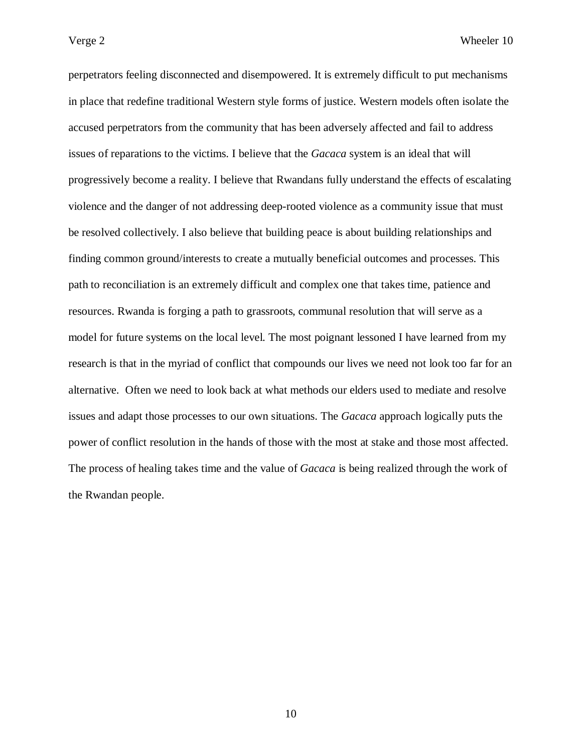perpetrators feeling disconnected and disempowered. It is extremely difficult to put mechanisms in place that redefine traditional Western style forms of justice. Western models often isolate the accused perpetrators from the community that has been adversely affected and fail to address issues of reparations to the victims. I believe that the *Gacaca* system is an ideal that will progressively become a reality. I believe that Rwandans fully understand the effects of escalating violence and the danger of not addressing deep-rooted violence as a community issue that must be resolved collectively. I also believe that building peace is about building relationships and finding common ground/interests to create a mutually beneficial outcomes and processes. This path to reconciliation is an extremely difficult and complex one that takes time, patience and resources. Rwanda is forging a path to grassroots, communal resolution that will serve as a model for future systems on the local level. The most poignant lessoned I have learned from my research is that in the myriad of conflict that compounds our lives we need not look too far for an alternative. Often we need to look back at what methods our elders used to mediate and resolve issues and adapt those processes to our own situations. The *Gacaca* approach logically puts the power of conflict resolution in the hands of those with the most at stake and those most affected. The process of healing takes time and the value of *Gacaca* is being realized through the work of the Rwandan people.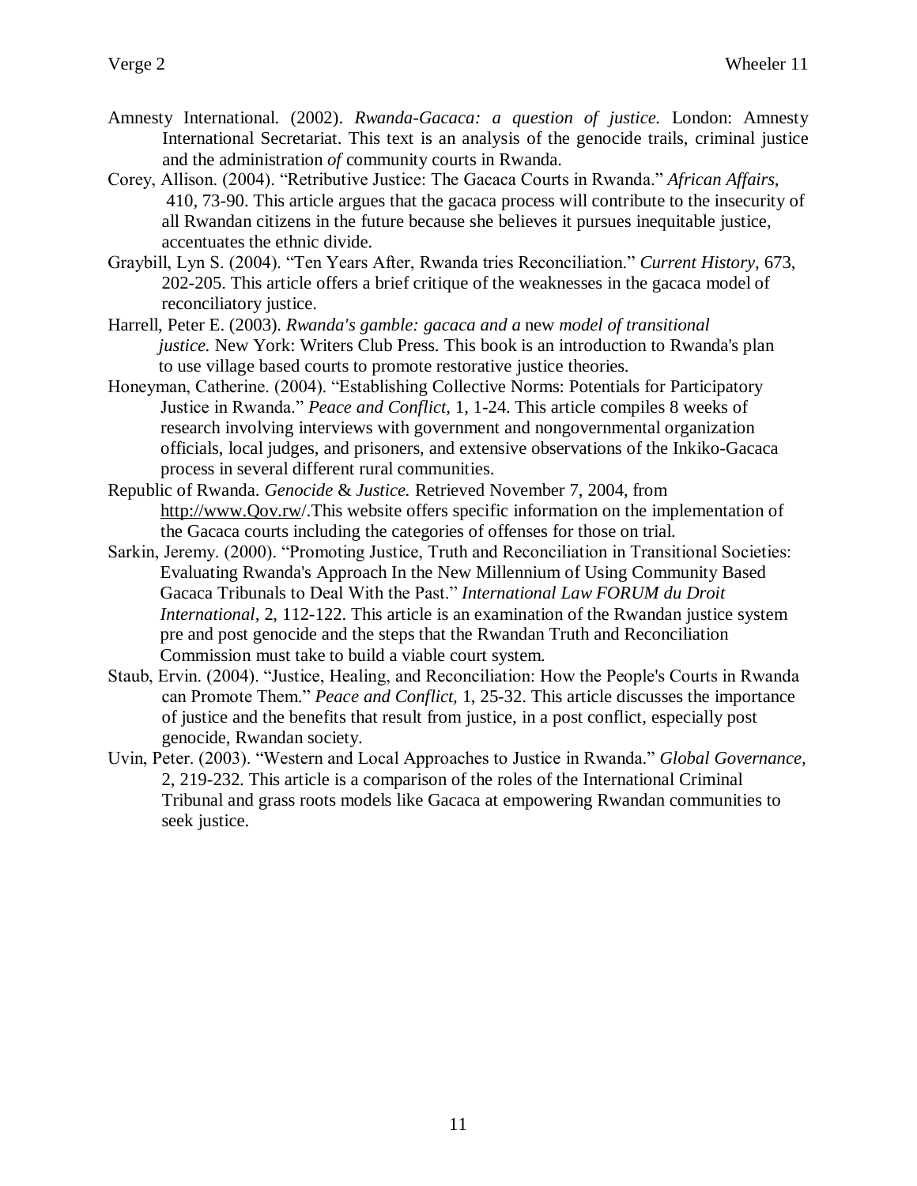Amnesty International. (2002). *Rwanda-Gacaca: a question of justice.* London: Amnesty International Secretariat. This text is an analysis of the genocide trails, criminal justice and the administration *of* community courts in Rwanda.

Corey, Allison. (2004). "Retributive Justice: The Gacaca Courts in Rwanda." *African Affairs,* 410, 73-90. This article argues that the gacaca process will contribute to the insecurity of all Rwandan citizens in the future because she believes it pursues inequitable justice, accentuates the ethnic divide.

Graybill, Lyn S. (2004). "Ten Years After, Rwanda tries Reconciliation." *Current History,* 673, 202-205. This article offers a brief critique of the weaknesses in the gacaca model of reconciliatory justice.

Harrell, Peter E. (2003). *Rwanda's gamble: gacaca and a* new *model of transitional justice.* New York: Writers Club Press. This book is an introduction to Rwanda's plan to use village based courts to promote restorative justice theories.

Honeyman, Catherine. (2004). "Establishing Collective Norms: Potentials for Participatory Justice in Rwanda." *Peace and Conflict,* 1, 1-24. This article compiles 8 weeks of research involving interviews with government and nongovernmental organization officials, local judges, and prisoners, and extensive observations of the Inkiko-Gacaca process in several different rural communities.

Republic of Rwanda. *Genocide* & *Justice.* Retrieved November 7, 2004, from http://www.Qov.rw/.This website offers specific information on the implementation of the Gacaca courts including the categories of offenses for those on trial.

Sarkin, Jeremy. (2000). "Promoting Justice, Truth and Reconciliation in Transitional Societies: Evaluating Rwanda's Approach In the New Millennium of Using Community Based Gacaca Tribunals to Deal With the Past." *International Law FORUM du Droit International,* 2, 112-122. This article is an examination of the Rwandan justice system pre and post genocide and the steps that the Rwandan Truth and Reconciliation Commission must take to build a viable court system.

Staub, Ervin. (2004). "Justice, Healing, and Reconciliation: How the People's Courts in Rwanda can Promote Them." *Peace and Conflict,* 1, 25-32. This article discusses the importance of justice and the benefits that result from justice, in a post conflict, especially post genocide, Rwandan society.

Uvin, Peter. (2003). "Western and Local Approaches to Justice in Rwanda." *Global Governance,* 2, 219-232. This article is a comparison of the roles of the International Criminal Tribunal and grass roots models like Gacaca at empowering Rwandan communities to seek justice.